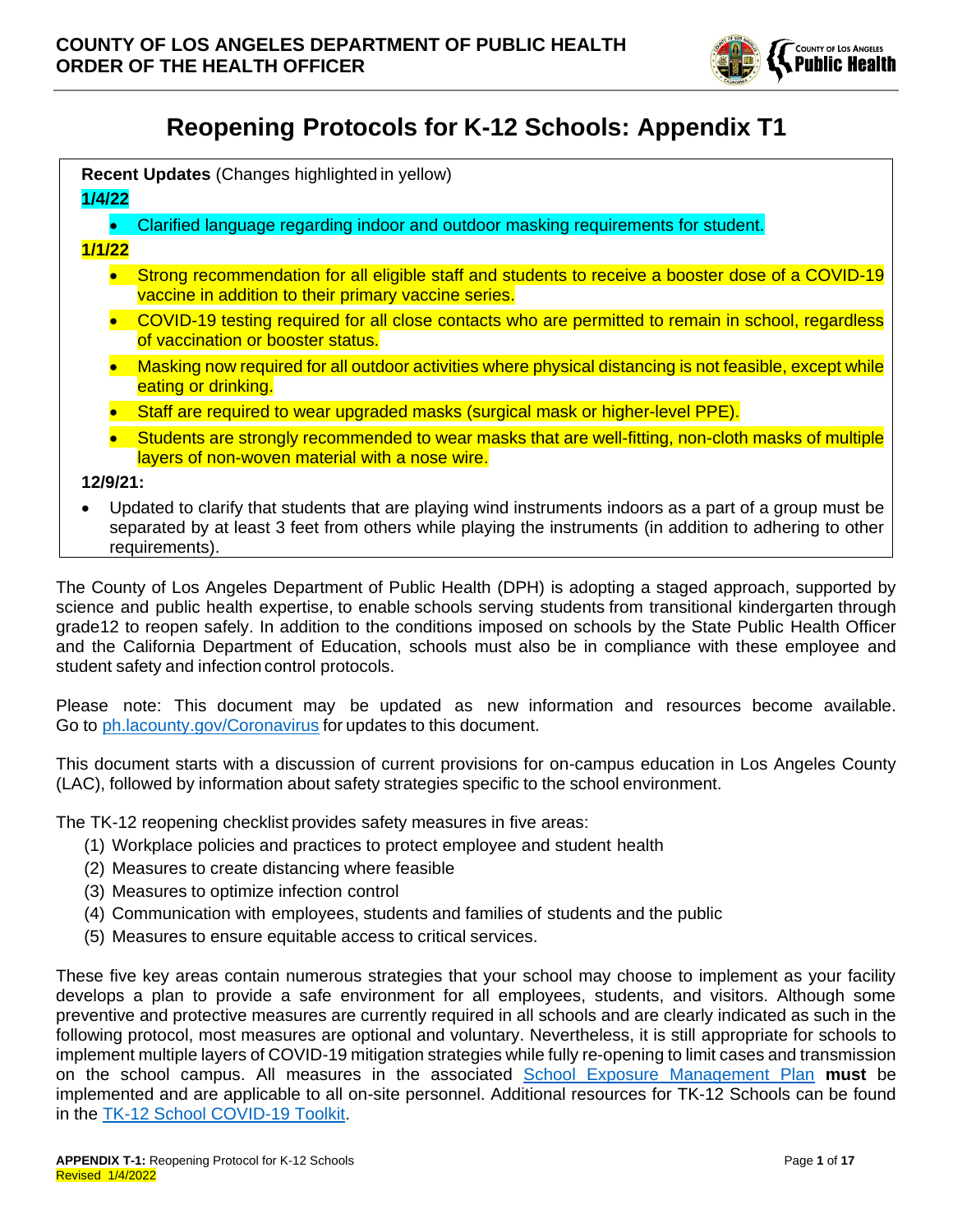**COUNTY OF LOS ANGELES DEPARTMENT OF PUBLIC HEALTH**
**ORDER OF THE HEALTH OFFICER**

# Reopening Protocols for K-12 Schools: Appendix T1

**Recent Updates** (Changes highlighted in yellow)

**1/4/22**

- Clarified language regarding indoor and outdoor masking requirements for student.

**1/1/22**

- Strong recommendation for all eligible staff and students to receive a booster dose of a COVID-19 vaccine in addition to their primary vaccine series.
- COVID-19 testing required for all close contacts who are permitted to remain in school, regardless of vaccination or booster status.
- Masking now required for all outdoor activities where physical distancing is not feasible, except while eating or drinking.
- Staff are required to wear upgraded masks (surgical mask or higher-level PPE).
- Students are strongly recommended to wear masks that are well-fitting, non-cloth masks of multiple layers of non-woven material with a nose wire.

**12/9/21:**

- Updated to clarify that students that are playing wind instruments indoors as a part of a group must be separated by at least 3 feet from others while playing the instruments (in addition to adhering to other requirements).

The County of Los Angeles Department of Public Health (DPH) is adopting a staged approach, supported by science and public health expertise, to enable schools serving students from transitional kindergarten through grade12 to reopen safely. In addition to the conditions imposed on schools by the State Public Health Officer and the California Department of Education, schools must also be in compliance with these employee and student safety and infection control protocols.

Please note: This document may be updated as new information and resources become available. Go to ph.lacounty.gov/Coronavirus for updates to this document.

This document starts with a discussion of current provisions for on-campus education in Los Angeles County (LAC), followed by information about safety strategies specific to the school environment.

The TK-12 reopening checklist provides safety measures in five areas:

1. Workplace policies and practices to protect employee and student health
2. Measures to create distancing where feasible
3. Measures to optimize infection control
4. Communication with employees, students and families of students and the public
5. Measures to ensure equitable access to critical services.

These five key areas contain numerous strategies that your school may choose to implement as your facility develops a plan to provide a safe environment for all employees, students, and visitors. Although some preventive and protective measures are currently required in all schools and are clearly indicated as such in the following protocol, most measures are optional and voluntary. Nevertheless, it is still appropriate for schools to implement multiple layers of COVID-19 mitigation strategies while fully re-opening to limit cases and transmission on the school campus. All measures in the associated School Exposure Management Plan **must** be implemented and are applicable to all on-site personnel. Additional resources for TK-12 Schools can be found in the TK-12 School COVID-19 Toolkit.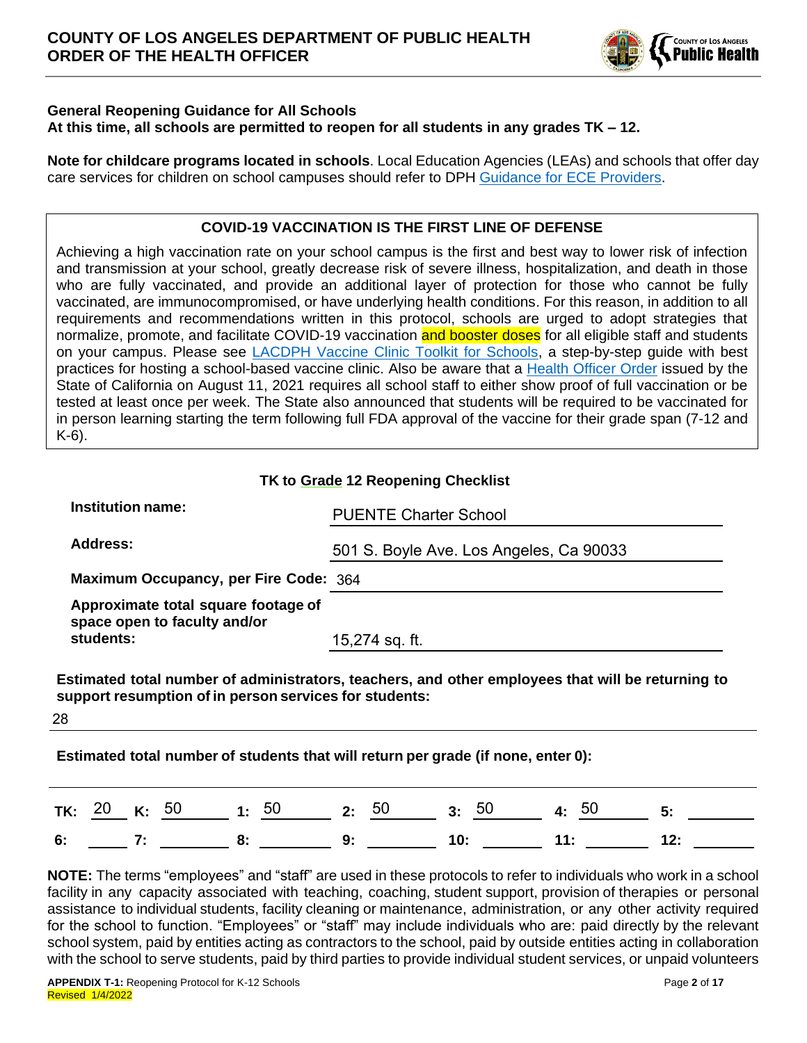**General Reopening Guidance for All Schools**
**At this time, all schools are permitted to reopen for all students in any grades TK – 12.**

**Note for childcare programs located in schools**. Local Education Agencies (LEAs) and schools that offer day care services for children on school campuses should refer to DPH Guidance for ECE Providers.

**COVID-19 VACCINATION IS THE FIRST LINE OF DEFENSE**

Achieving a high vaccination rate on your school campus is the first and best way to lower risk of infection and transmission at your school, greatly decrease risk of severe illness, hospitalization, and death in those who are fully vaccinated, and provide an additional layer of protection for those who cannot be fully vaccinated, are immunocompromised, or have underlying health conditions. For this reason, in addition to all requirements and recommendations written in this protocol, schools are urged to adopt strategies that normalize, promote, and facilitate COVID-19 vaccination and booster doses for all eligible staff and students on your campus. Please see LACDPH Vaccine Clinic Toolkit for Schools, a step-by-step guide with best practices for hosting a school-based vaccine clinic. Also be aware that a Health Officer Order issued by the State of California on August 11, 2021 requires all school staff to either show proof of full vaccination or be tested at least once per week. The State also announced that students will be required to be vaccinated for in person learning starting the term following full FDA approval of the vaccine for their grade span (7-12 and K-6).

**TK to Grade 12 Reopening Checklist**

| | |
|---|---|
| **Institution name:** | PUENTE Charter School |
| **Address:** | 501 S. Boyle Ave. Los Angeles, Ca 90033 |
| **Maximum Occupancy, per Fire Code:** | 364 |
| **Approximate total square footage of space open to faculty and/or students:** | 15,274 sq. ft. |

**Estimated total number of administrators, teachers, and other employees that will be returning to support resumption of in person services for students:**

28

**Estimated total number of students that will return per grade (if none, enter 0):**

| TK: | K: | 1: | 2: | 3: | 4: | 5: |
|---|---|---|---|---|---|---|
| 20 | 50 | 50 | 50 | 50 | 50 | |

| 6: | 7: | 8: | 9: | 10: | 11: | 12: |
|---|---|---|---|---|---|---|
| | | | | | | |

**NOTE:** The terms "employees" and "staff" are used in these protocols to refer to individuals who work in a school facility in any capacity associated with teaching, coaching, student support, provision of therapies or personal assistance to individual students, facility cleaning or maintenance, administration, or any other activity required for the school to function. "Employees" or "staff" may include individuals who are: paid directly by the relevant school system, paid by entities acting as contractors to the school, paid by outside entities acting in collaboration with the school to serve students, paid by third parties to provide individual student services, or unpaid volunteers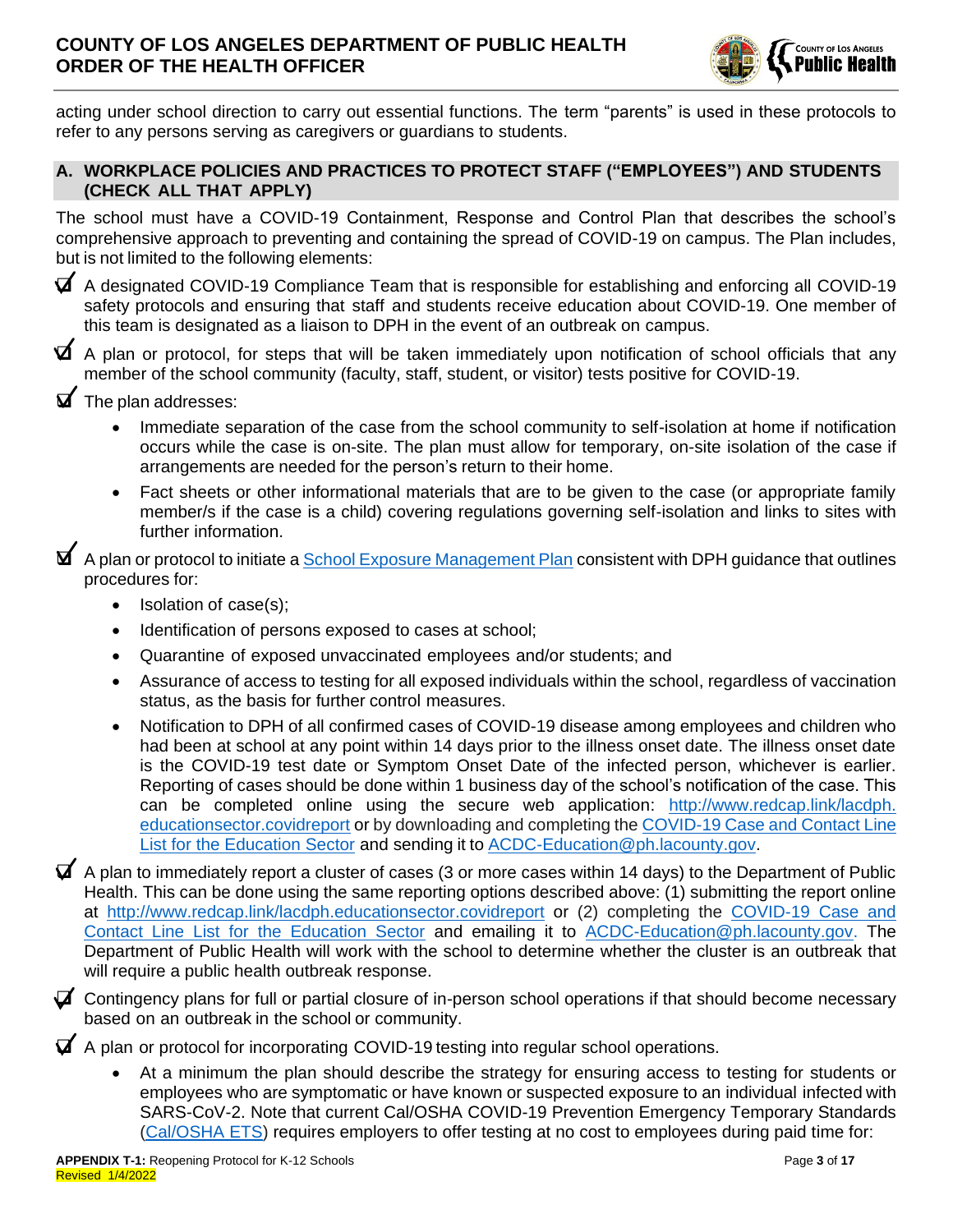acting under school direction to carry out essential functions. The term "parents" is used in these protocols to refer to any persons serving as caregivers or guardians to students.

## A. WORKPLACE POLICIES AND PRACTICES TO PROTECT STAFF ("EMPLOYEES") AND STUDENTS (CHECK ALL THAT APPLY)

The school must have a COVID-19 Containment, Response and Control Plan that describes the school's comprehensive approach to preventing and containing the spread of COVID-19 on campus. The Plan includes, but is not limited to the following elements:

- ☑ A designated COVID-19 Compliance Team that is responsible for establishing and enforcing all COVID-19 safety protocols and ensuring that staff and students receive education about COVID-19. One member of this team is designated as a liaison to DPH in the event of an outbreak on campus.
- ☑ A plan or protocol, for steps that will be taken immediately upon notification of school officials that any member of the school community (faculty, staff, student, or visitor) tests positive for COVID-19.
- ☑ The plan addresses:
  - Immediate separation of the case from the school community to self-isolation at home if notification occurs while the case is on-site. The plan must allow for temporary, on-site isolation of the case if arrangements are needed for the person's return to their home.
  - Fact sheets or other informational materials that are to be given to the case (or appropriate family member/s if the case is a child) covering regulations governing self-isolation and links to sites with further information.
- ☑ A plan or protocol to initiate a School Exposure Management Plan consistent with DPH guidance that outlines procedures for:
  - Isolation of case(s);
  - Identification of persons exposed to cases at school;
  - Quarantine of exposed unvaccinated employees and/or students; and
  - Assurance of access to testing for all exposed individuals within the school, regardless of vaccination status, as the basis for further control measures.
  - Notification to DPH of all confirmed cases of COVID-19 disease among employees and children who had been at school at any point within 14 days prior to the illness onset date. The illness onset date is the COVID-19 test date or Symptom Onset Date of the infected person, whichever is earlier. Reporting of cases should be done within 1 business day of the school's notification of the case. This can be completed online using the secure web application: http://www.redcap.link/lacdph.educationsector.covidreport or by downloading and completing the COVID-19 Case and Contact Line List for the Education Sector and sending it to ACDC-Education@ph.lacounty.gov.
- ☑ A plan to immediately report a cluster of cases (3 or more cases within 14 days) to the Department of Public Health. This can be done using the same reporting options described above: (1) submitting the report online at http://www.redcap.link/lacdph.educationsector.covidreport or (2) completing the COVID-19 Case and Contact Line List for the Education Sector and emailing it to ACDC-Education@ph.lacounty.gov. The Department of Public Health will work with the school to determine whether the cluster is an outbreak that will require a public health outbreak response.
- ☑ Contingency plans for full or partial closure of in-person school operations if that should become necessary based on an outbreak in the school or community.
- ☑ A plan or protocol for incorporating COVID-19 testing into regular school operations.
  - At a minimum the plan should describe the strategy for ensuring access to testing for students or employees who are symptomatic or have known or suspected exposure to an individual infected with SARS-CoV-2. Note that current Cal/OSHA COVID-19 Prevention Emergency Temporary Standards (Cal/OSHA ETS) requires employers to offer testing at no cost to employees during paid time for:

**APPENDIX T-1:** Reopening Protocol for K-12 Schools
Revised 1/4/2022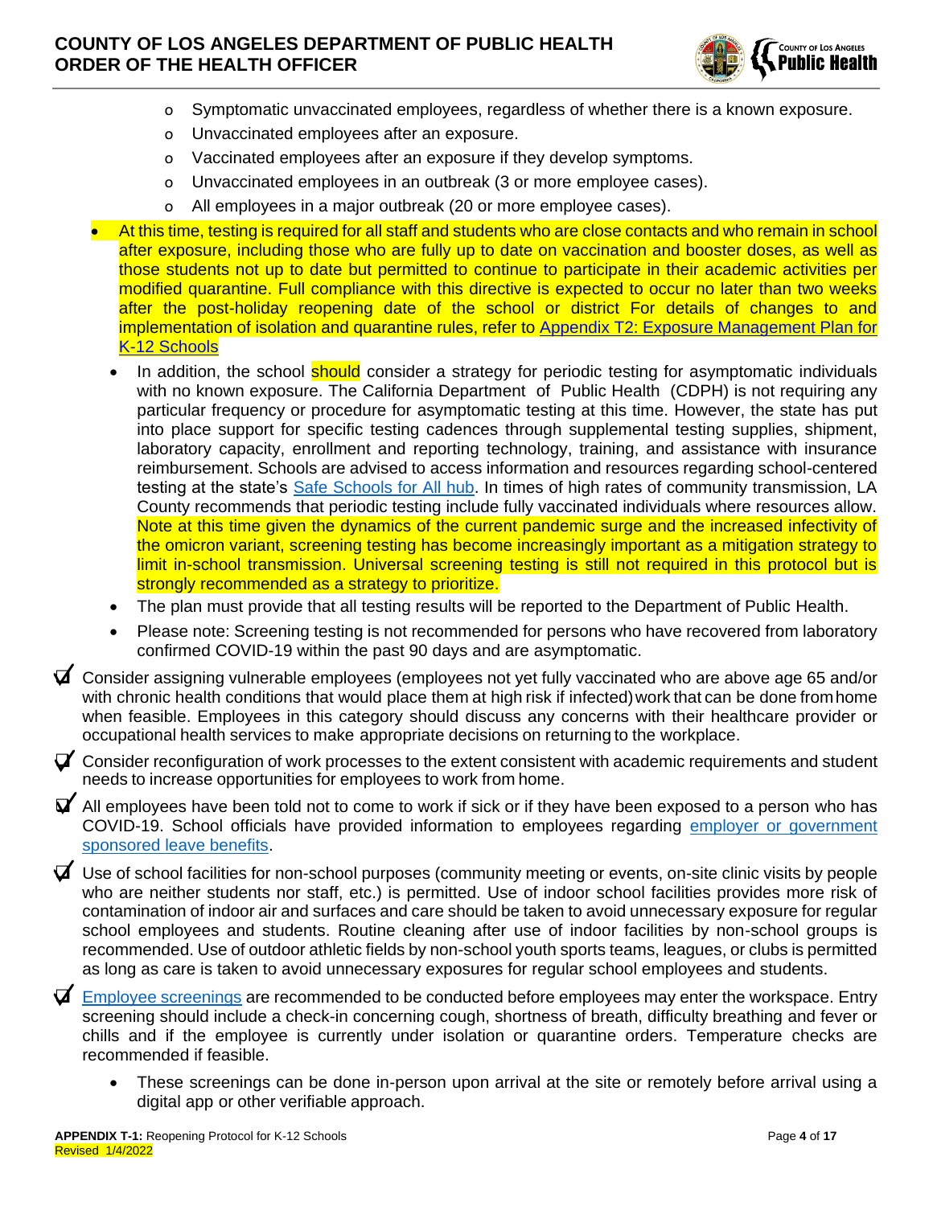- Symptomatic unvaccinated employees, regardless of whether there is a known exposure.
  - Unvaccinated employees after an exposure.
  - Vaccinated employees after an exposure if they develop symptoms.
  - Unvaccinated employees in an outbreak (3 or more employee cases).
  - All employees in a major outbreak (20 or more employee cases).

- At this time, testing is required for all staff and students who are close contacts and who remain in school after exposure, including those who are fully up to date on vaccination and booster doses, as well as those students not up to date but permitted to continue to participate in their academic activities per modified quarantine. Full compliance with this directive is expected to occur no later than two weeks after the post-holiday reopening date of the school or district For details of changes to and implementation of isolation and quarantine rules, refer to [Appendix T2: Exposure Management Plan for K-12 Schools]
  - In addition, the school should consider a strategy for periodic testing for asymptomatic individuals with no known exposure. The California Department of Public Health (CDPH) is not requiring any particular frequency or procedure for asymptomatic testing at this time. However, the state has put into place support for specific testing cadences through supplemental testing supplies, shipment, laboratory capacity, enrollment and reporting technology, training, and assistance with insurance reimbursement. Schools are advised to access information and resources regarding school-centered testing at the state's [Safe Schools for All hub]. In times of high rates of community transmission, LA County recommends that periodic testing include fully vaccinated individuals where resources allow. Note at this time given the dynamics of the current pandemic surge and the increased infectivity of the omicron variant, screening testing has become increasingly important as a mitigation strategy to limit in-school transmission. Universal screening testing is still not required in this protocol but is strongly recommended as a strategy to prioritize.
  - The plan must provide that all testing results will be reported to the Department of Public Health.
  - Please note: Screening testing is not recommended for persons who have recovered from laboratory confirmed COVID-19 within the past 90 days and are asymptomatic.

☑ Consider assigning vulnerable employees (employees not yet fully vaccinated who are above age 65 and/or with chronic health conditions that would place them at high risk if infected) work that can be done from home when feasible. Employees in this category should discuss any concerns with their healthcare provider or occupational health services to make appropriate decisions on returning to the workplace.

☑ Consider reconfiguration of work processes to the extent consistent with academic requirements and student needs to increase opportunities for employees to work from home.

☑ All employees have been told not to come to work if sick or if they have been exposed to a person who has COVID-19. School officials have provided information to employees regarding [employer or government sponsored leave benefits].

☑ Use of school facilities for non-school purposes (community meeting or events, on-site clinic visits by people who are neither students nor staff, etc.) is permitted. Use of indoor school facilities provides more risk of contamination of indoor air and surfaces and care should be taken to avoid unnecessary exposure for regular school employees and students. Routine cleaning after use of indoor facilities by non-school groups is recommended. Use of outdoor athletic fields by non-school youth sports teams, leagues, or clubs is permitted as long as care is taken to avoid unnecessary exposures for regular school employees and students.

☑ [Employee screenings] are recommended to be conducted before employees may enter the workspace. Entry screening should include a check-in concerning cough, shortness of breath, difficulty breathing and fever or chills and if the employee is currently under isolation or quarantine orders. Temperature checks are recommended if feasible.

- These screenings can be done in-person upon arrival at the site or remotely before arrival using a digital app or other verifiable approach.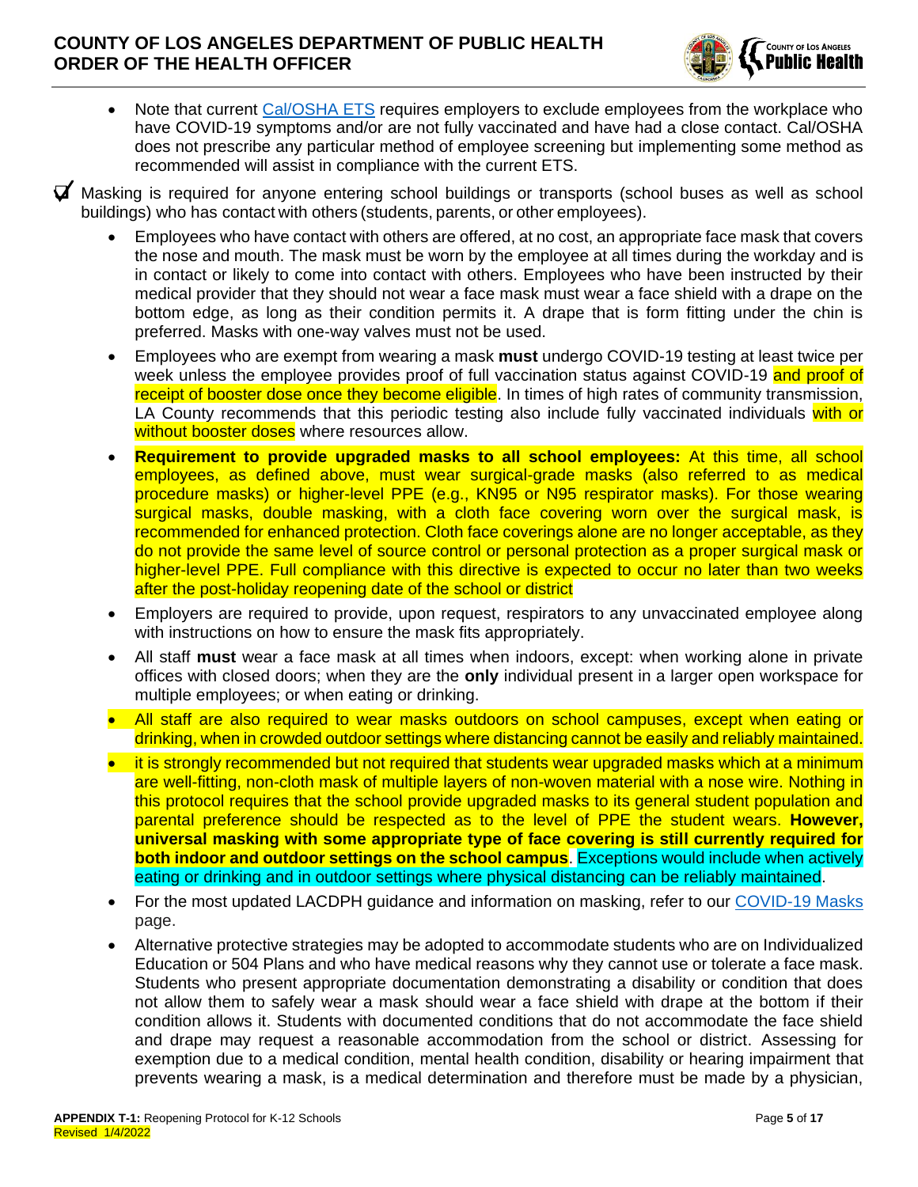- Note that current Cal/OSHA ETS requires employers to exclude employees from the workplace who have COVID-19 symptoms and/or are not fully vaccinated and have had a close contact. Cal/OSHA does not prescribe any particular method of employee screening but implementing some method as recommended will assist in compliance with the current ETS.

☑ Masking is required for anyone entering school buildings or transports (school buses as well as school buildings) who has contact with others (students, parents, or other employees).

- Employees who have contact with others are offered, at no cost, an appropriate face mask that covers the nose and mouth. The mask must be worn by the employee at all times during the workday and is in contact or likely to come into contact with others. Employees who have been instructed by their medical provider that they should not wear a face mask must wear a face shield with a drape on the bottom edge, as long as their condition permits it. A drape that is form fitting under the chin is preferred. Masks with one-way valves must not be used.
- Employees who are exempt from wearing a mask **must** undergo COVID-19 testing at least twice per week unless the employee provides proof of full vaccination status against COVID-19 and proof of receipt of booster dose once they become eligible. In times of high rates of community transmission, LA County recommends that this periodic testing also include fully vaccinated individuals with or without booster doses where resources allow.
- **Requirement to provide upgraded masks to all school employees:** At this time, all school employees, as defined above, must wear surgical-grade masks (also referred to as medical procedure masks) or higher-level PPE (e.g., KN95 or N95 respirator masks). For those wearing surgical masks, double masking, with a cloth face covering worn over the surgical mask, is recommended for enhanced protection. Cloth face coverings alone are no longer acceptable, as they do not provide the same level of source control or personal protection as a proper surgical mask or higher-level PPE. Full compliance with this directive is expected to occur no later than two weeks after the post-holiday reopening date of the school or district
- Employers are required to provide, upon request, respirators to any unvaccinated employee along with instructions on how to ensure the mask fits appropriately.
- All staff **must** wear a face mask at all times when indoors, except: when working alone in private offices with closed doors; when they are the **only** individual present in a larger open workspace for multiple employees; or when eating or drinking.
- All staff are also required to wear masks outdoors on school campuses, except when eating or drinking, when in crowded outdoor settings where distancing cannot be easily and reliably maintained.
- it is strongly recommended but not required that students wear upgraded masks which at a minimum are well-fitting, non-cloth mask of multiple layers of non-woven material with a nose wire. Nothing in this protocol requires that the school provide upgraded masks to its general student population and parental preference should be respected as to the level of PPE the student wears. **However, universal masking with some appropriate type of face covering is still currently required for both indoor and outdoor settings on the school campus**. Exceptions would include when actively eating or drinking and in outdoor settings where physical distancing can be reliably maintained.
- For the most updated LACDPH guidance and information on masking, refer to our COVID-19 Masks page.
- Alternative protective strategies may be adopted to accommodate students who are on Individualized Education or 504 Plans and who have medical reasons why they cannot use or tolerate a face mask. Students who present appropriate documentation demonstrating a disability or condition that does not allow them to safely wear a mask should wear a face shield with drape at the bottom if their condition allows it. Students with documented conditions that do not accommodate the face shield and drape may request a reasonable accommodation from the school or district. Assessing for exemption due to a medical condition, mental health condition, disability or hearing impairment that prevents wearing a mask, is a medical determination and therefore must be made by a physician,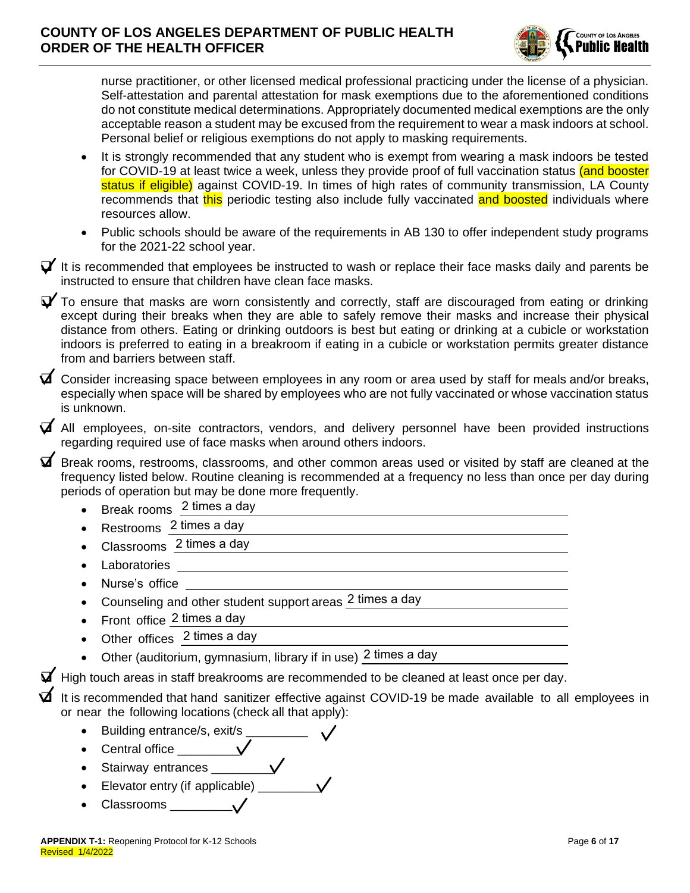nurse practitioner, or other licensed medical professional practicing under the license of a physician. Self-attestation and parental attestation for mask exemptions due to the aforementioned conditions do not constitute medical determinations. Appropriately documented medical exemptions are the only acceptable reason a student may be excused from the requirement to wear a mask indoors at school. Personal belief or religious exemptions do not apply to masking requirements.

- It is strongly recommended that any student who is exempt from wearing a mask indoors be tested for COVID-19 at least twice a week, unless they provide proof of full vaccination status (and booster status if eligible) against COVID-19. In times of high rates of community transmission, LA County recommends that this periodic testing also include fully vaccinated and boosted individuals where resources allow.
- Public schools should be aware of the requirements in AB 130 to offer independent study programs for the 2021-22 school year.

☑ It is recommended that employees be instructed to wash or replace their face masks daily and parents be instructed to ensure that children have clean face masks.

☑ To ensure that masks are worn consistently and correctly, staff are discouraged from eating or drinking except during their breaks when they are able to safely remove their masks and increase their physical distance from others. Eating or drinking outdoors is best but eating or drinking at a cubicle or workstation indoors is preferred to eating in a breakroom if eating in a cubicle or workstation permits greater distance from and barriers between staff.

☑ Consider increasing space between employees in any room or area used by staff for meals and/or breaks, especially when space will be shared by employees who are not fully vaccinated or whose vaccination status is unknown.

☑ All employees, on-site contractors, vendors, and delivery personnel have been provided instructions regarding required use of face masks when around others indoors.

☑ Break rooms, restrooms, classrooms, and other common areas used or visited by staff are cleaned at the frequency listed below. Routine cleaning is recommended at a frequency no less than once per day during periods of operation but may be done more frequently.

- Break rooms 2 times a day
- Restrooms 2 times a day
- Classrooms 2 times a day
- Laboratories ____________
- Nurse's office ____________
- Counseling and other student support areas 2 times a day
- Front office 2 times a day
- Other offices 2 times a day
- Other (auditorium, gymnasium, library if in use) 2 times a day

☑ High touch areas in staff breakrooms are recommended to be cleaned at least once per day.

☑ It is recommended that hand sanitizer effective against COVID-19 be made available to all employees in or near the following locations (check all that apply):

- Building entrance/s, exit/s ✓
- Central office ✓
- Stairway entrances ✓
- Elevator entry (if applicable) ✓
- Classrooms ✓

**APPENDIX T-1:** Reopening Protocol for K-12 Schools
Revised 1/4/2022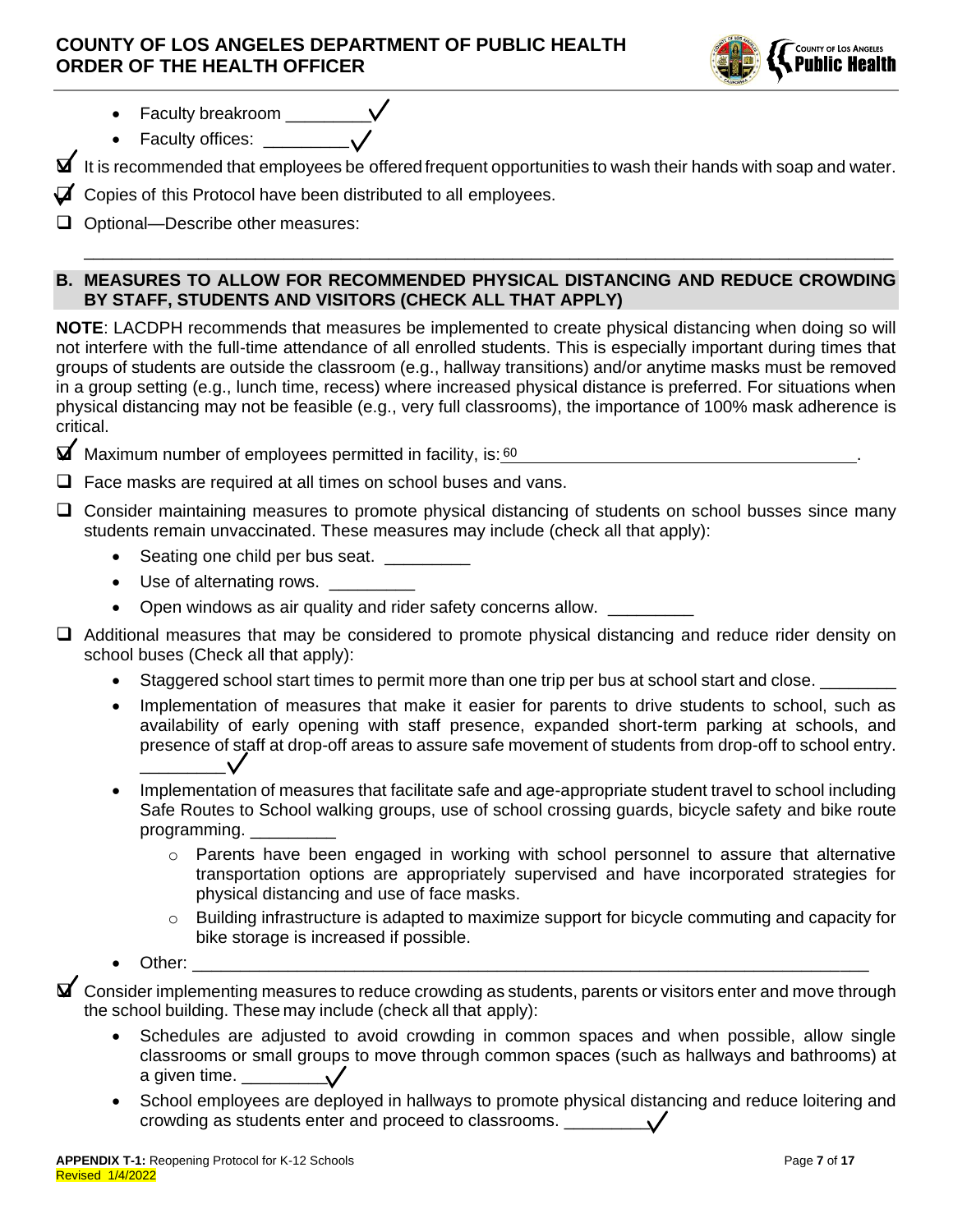- Faculty breakroom _________✓
- Faculty offices: _________✓

☑ It is recommended that employees be offered frequent opportunities to wash their hands with soap and water.

☑ Copies of this Protocol have been distributed to all employees.

☐ Optional—Describe other measures:

_______________________________________________________________________________

## B. MEASURES TO ALLOW FOR RECOMMENDED PHYSICAL DISTANCING AND REDUCE CROWDING BY STAFF, STUDENTS AND VISITORS (CHECK ALL THAT APPLY)

**NOTE**: LACDPH recommends that measures be implemented to create physical distancing when doing so will not interfere with the full-time attendance of all enrolled students. This is especially important during times that groups of students are outside the classroom (e.g., hallway transitions) and/or anytime masks must be removed in a group setting (e.g., lunch time, recess) where increased physical distance is preferred. For situations when physical distancing may not be feasible (e.g., very full classrooms), the importance of 100% mask adherence is critical.

☑ Maximum number of employees permitted in facility, is: 60.

☐ Face masks are required at all times on school buses and vans.

☐ Consider maintaining measures to promote physical distancing of students on school busses since many students remain unvaccinated. These measures may include (check all that apply):

- Seating one child per bus seat. _________
- Use of alternating rows. _________
- Open windows as air quality and rider safety concerns allow. _________

☐ Additional measures that may be considered to promote physical distancing and reduce rider density on school buses (Check all that apply):

- Staggered school start times to permit more than one trip per bus at school start and close. ________
- Implementation of measures that make it easier for parents to drive students to school, such as availability of early opening with staff presence, expanded short-term parking at schools, and presence of staff at drop-off areas to assure safe movement of students from drop-off to school entry. _________✓
- Implementation of measures that facilitate safe and age-appropriate student travel to school including Safe Routes to School walking groups, use of school crossing guards, bicycle safety and bike route programming. _________
  - Parents have been engaged in working with school personnel to assure that alternative transportation options are appropriately supervised and have incorporated strategies for physical distancing and use of face masks.
  - Building infrastructure is adapted to maximize support for bicycle commuting and capacity for bike storage is increased if possible.
- Other: _______________________________________________________________________

☑ Consider implementing measures to reduce crowding as students, parents or visitors enter and move through the school building. These may include (check all that apply):

- Schedules are adjusted to avoid crowding in common spaces and when possible, allow single classrooms or small groups to move through common spaces (such as hallways and bathrooms) at a given time. _________✓
- School employees are deployed in hallways to promote physical distancing and reduce loitering and crowding as students enter and proceed to classrooms. _________✓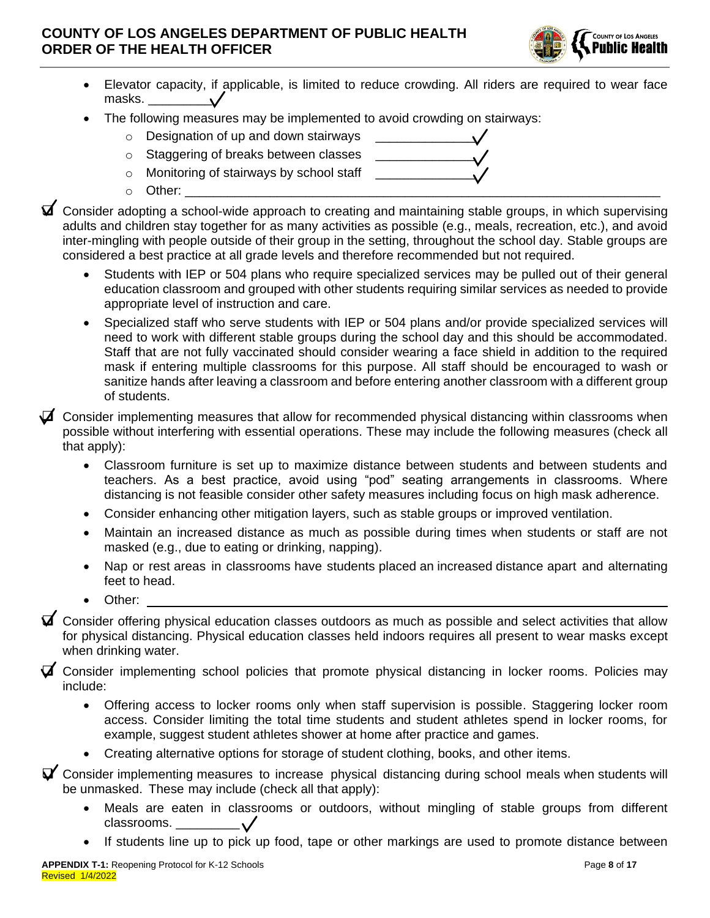- Elevator capacity, if applicable, is limited to reduce crowding. All riders are required to wear face masks. _________✓
- The following measures may be implemented to avoid crowding on stairways:
  - Designation of up and down stairways _____________✓
  - Staggering of breaks between classes _____________✓
  - Monitoring of stairways by school staff _____________✓
  - Other: ___________________________________________________________________

☑ Consider adopting a school-wide approach to creating and maintaining stable groups, in which supervising adults and children stay together for as many activities as possible (e.g., meals, recreation, etc.), and avoid inter-mingling with people outside of their group in the setting, throughout the school day. Stable groups are considered a best practice at all grade levels and therefore recommended but not required.

- Students with IEP or 504 plans who require specialized services may be pulled out of their general education classroom and grouped with other students requiring similar services as needed to provide appropriate level of instruction and care.
- Specialized staff who serve students with IEP or 504 plans and/or provide specialized services will need to work with different stable groups during the school day and this should be accommodated. Staff that are not fully vaccinated should consider wearing a face shield in addition to the required mask if entering multiple classrooms for this purpose. All staff should be encouraged to wash or sanitize hands after leaving a classroom and before entering another classroom with a different group of students.

☑ Consider implementing measures that allow for recommended physical distancing within classrooms when possible without interfering with essential operations. These may include the following measures (check all that apply):

- Classroom furniture is set up to maximize distance between students and between students and teachers. As a best practice, avoid using "pod" seating arrangements in classrooms. Where distancing is not feasible consider other safety measures including focus on high mask adherence.
- Consider enhancing other mitigation layers, such as stable groups or improved ventilation.
- Maintain an increased distance as much as possible during times when students or staff are not masked (e.g., due to eating or drinking, napping).
- Nap or rest areas in classrooms have students placed an increased distance apart and alternating feet to head.
- Other: ___________________________________________________________________

☑ Consider offering physical education classes outdoors as much as possible and select activities that allow for physical distancing. Physical education classes held indoors requires all present to wear masks except when drinking water.

☑ Consider implementing school policies that promote physical distancing in locker rooms. Policies may include:

- Offering access to locker rooms only when staff supervision is possible. Staggering locker room access. Consider limiting the total time students and student athletes spend in locker rooms, for example, suggest student athletes shower at home after practice and games.
- Creating alternative options for storage of student clothing, books, and other items.

☑ Consider implementing measures to increase physical distancing during school meals when students will be unmasked. These may include (check all that apply):

- Meals are eaten in classrooms or outdoors, without mingling of stable groups from different classrooms. _________✓
- If students line up to pick up food, tape or other markings are used to promote distance between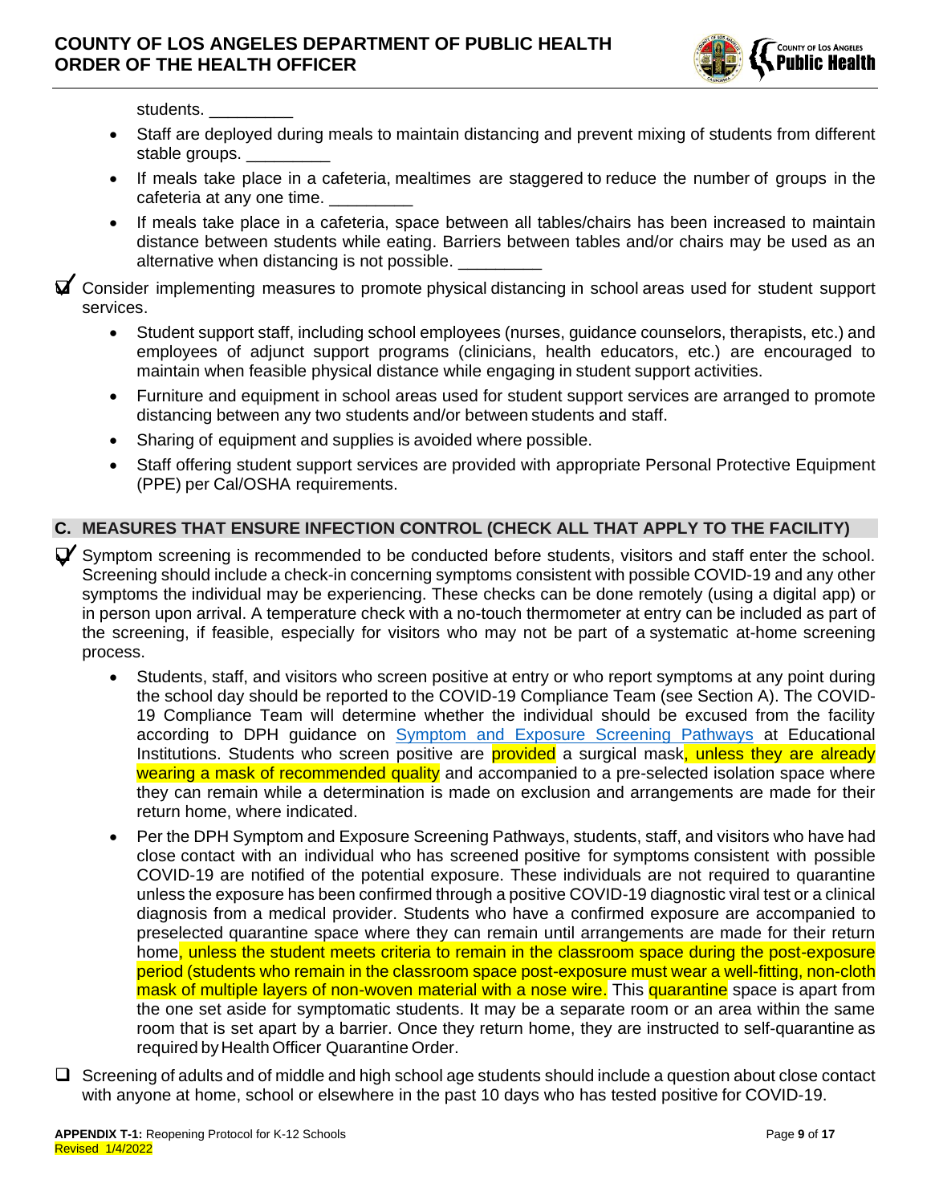students. _________

- Staff are deployed during meals to maintain distancing and prevent mixing of students from different stable groups. _________
- If meals take place in a cafeteria, mealtimes are staggered to reduce the number of groups in the cafeteria at any one time. _________
- If meals take place in a cafeteria, space between all tables/chairs has been increased to maintain distance between students while eating. Barriers between tables and/or chairs may be used as an alternative when distancing is not possible. _________

☑ Consider implementing measures to promote physical distancing in school areas used for student support services.

- Student support staff, including school employees (nurses, guidance counselors, therapists, etc.) and employees of adjunct support programs (clinicians, health educators, etc.) are encouraged to maintain when feasible physical distance while engaging in student support activities.
- Furniture and equipment in school areas used for student support services are arranged to promote distancing between any two students and/or between students and staff.
- Sharing of equipment and supplies is avoided where possible.
- Staff offering student support services are provided with appropriate Personal Protective Equipment (PPE) per Cal/OSHA requirements.

## C. MEASURES THAT ENSURE INFECTION CONTROL (CHECK ALL THAT APPLY TO THE FACILITY)

☑ Symptom screening is recommended to be conducted before students, visitors and staff enter the school. Screening should include a check-in concerning symptoms consistent with possible COVID-19 and any other symptoms the individual may be experiencing. These checks can be done remotely (using a digital app) or in person upon arrival. A temperature check with a no-touch thermometer at entry can be included as part of the screening, if feasible, especially for visitors who may not be part of a systematic at-home screening process.

- Students, staff, and visitors who screen positive at entry or who report symptoms at any point during the school day should be reported to the COVID-19 Compliance Team (see Section A). The COVID-19 Compliance Team will determine whether the individual should be excused from the facility according to DPH guidance on Symptom and Exposure Screening Pathways at Educational Institutions. Students who screen positive are provided a surgical mask, unless they are already wearing a mask of recommended quality and accompanied to a pre-selected isolation space where they can remain while a determination is made on exclusion and arrangements are made for their return home, where indicated.
- Per the DPH Symptom and Exposure Screening Pathways, students, staff, and visitors who have had close contact with an individual who has screened positive for symptoms consistent with possible COVID-19 are notified of the potential exposure. These individuals are not required to quarantine unless the exposure has been confirmed through a positive COVID-19 diagnostic viral test or a clinical diagnosis from a medical provider. Students who have a confirmed exposure are accompanied to preselected quarantine space where they can remain until arrangements are made for their return home, unless the student meets criteria to remain in the classroom space during the post-exposure period (students who remain in the classroom space post-exposure must wear a well-fitting, non-cloth mask of multiple layers of non-woven material with a nose wire. This quarantine space is apart from the one set aside for symptomatic students. It may be a separate room or an area within the same room that is set apart by a barrier. Once they return home, they are instructed to self-quarantine as required by Health Officer Quarantine Order.

☐ Screening of adults and of middle and high school age students should include a question about close contact with anyone at home, school or elsewhere in the past 10 days who has tested positive for COVID-19.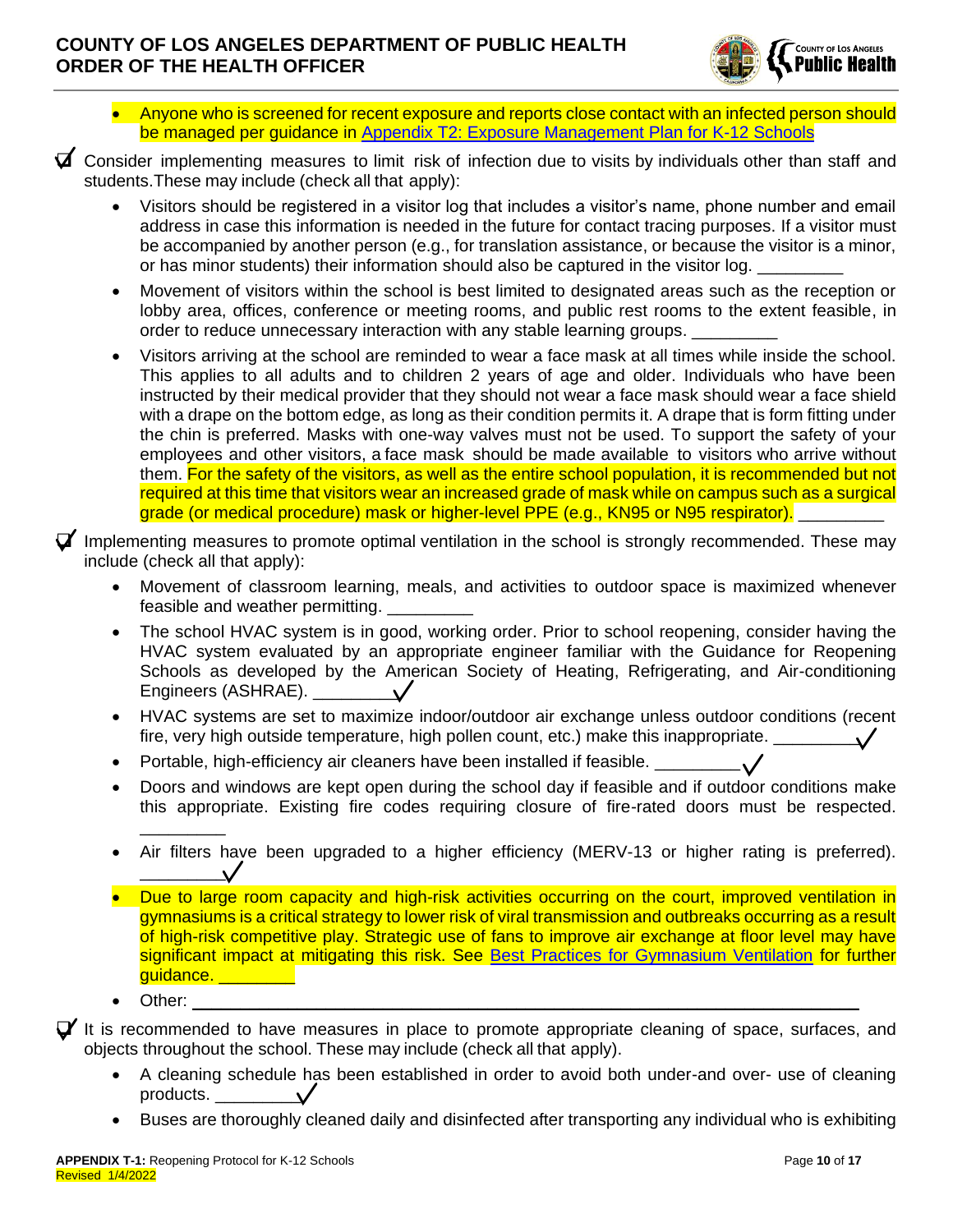- Anyone who is screened for recent exposure and reports close contact with an infected person should be managed per guidance in [Appendix T2: Exposure Management Plan for K-12 Schools]

☑ Consider implementing measures to limit risk of infection due to visits by individuals other than staff and students. These may include (check all that apply):

- Visitors should be registered in a visitor log that includes a visitor's name, phone number and email address in case this information is needed in the future for contact tracing purposes. If a visitor must be accompanied by another person (e.g., for translation assistance, or because the visitor is a minor, or has minor students) their information should also be captured in the visitor log. _________
- Movement of visitors within the school is best limited to designated areas such as the reception or lobby area, offices, conference or meeting rooms, and public rest rooms to the extent feasible, in order to reduce unnecessary interaction with any stable learning groups. _________
- Visitors arriving at the school are reminded to wear a face mask at all times while inside the school. This applies to all adults and to children 2 years of age and older. Individuals who have been instructed by their medical provider that they should not wear a face mask should wear a face shield with a drape on the bottom edge, as long as their condition permits it. A drape that is form fitting under the chin is preferred. Masks with one-way valves must not be used. To support the safety of your employees and other visitors, a face mask should be made available to visitors who arrive without them. For the safety of the visitors, as well as the entire school population, it is recommended but not required at this time that visitors wear an increased grade of mask while on campus such as a surgical grade (or medical procedure) mask or higher-level PPE (e.g., KN95 or N95 respirator). _________

☑ Implementing measures to promote optimal ventilation in the school is strongly recommended. These may include (check all that apply):

- Movement of classroom learning, meals, and activities to outdoor space is maximized whenever feasible and weather permitting. _________
- The school HVAC system is in good, working order. Prior to school reopening, consider having the HVAC system evaluated by an appropriate engineer familiar with the Guidance for Reopening Schools as developed by the American Society of Heating, Refrigerating, and Air-conditioning Engineers (ASHRAE). ____✓____
- HVAC systems are set to maximize indoor/outdoor air exchange unless outdoor conditions (recent fire, very high outside temperature, high pollen count, etc.) make this inappropriate. ____✓____
- Portable, high-efficiency air cleaners have been installed if feasible. ____✓____
- Doors and windows are kept open during the school day if feasible and if outdoor conditions make this appropriate. Existing fire codes requiring closure of fire-rated doors must be respected. _________
- Air filters have been upgraded to a higher efficiency (MERV-13 or higher rating is preferred). ____✓____
- Due to large room capacity and high-risk activities occurring on the court, improved ventilation in gymnasiums is a critical strategy to lower risk of viral transmission and outbreaks occurring as a result of high-risk competitive play. Strategic use of fans to improve air exchange at floor level may have significant impact at mitigating this risk. See [Best Practices for Gymnasium Ventilation] for further guidance. _________
- Other: _________________________________________________

☑ It is recommended to have measures in place to promote appropriate cleaning of space, surfaces, and objects throughout the school. These may include (check all that apply).

- A cleaning schedule has been established in order to avoid both under-and over- use of cleaning products. ____✓____
- Buses are thoroughly cleaned daily and disinfected after transporting any individual who is exhibiting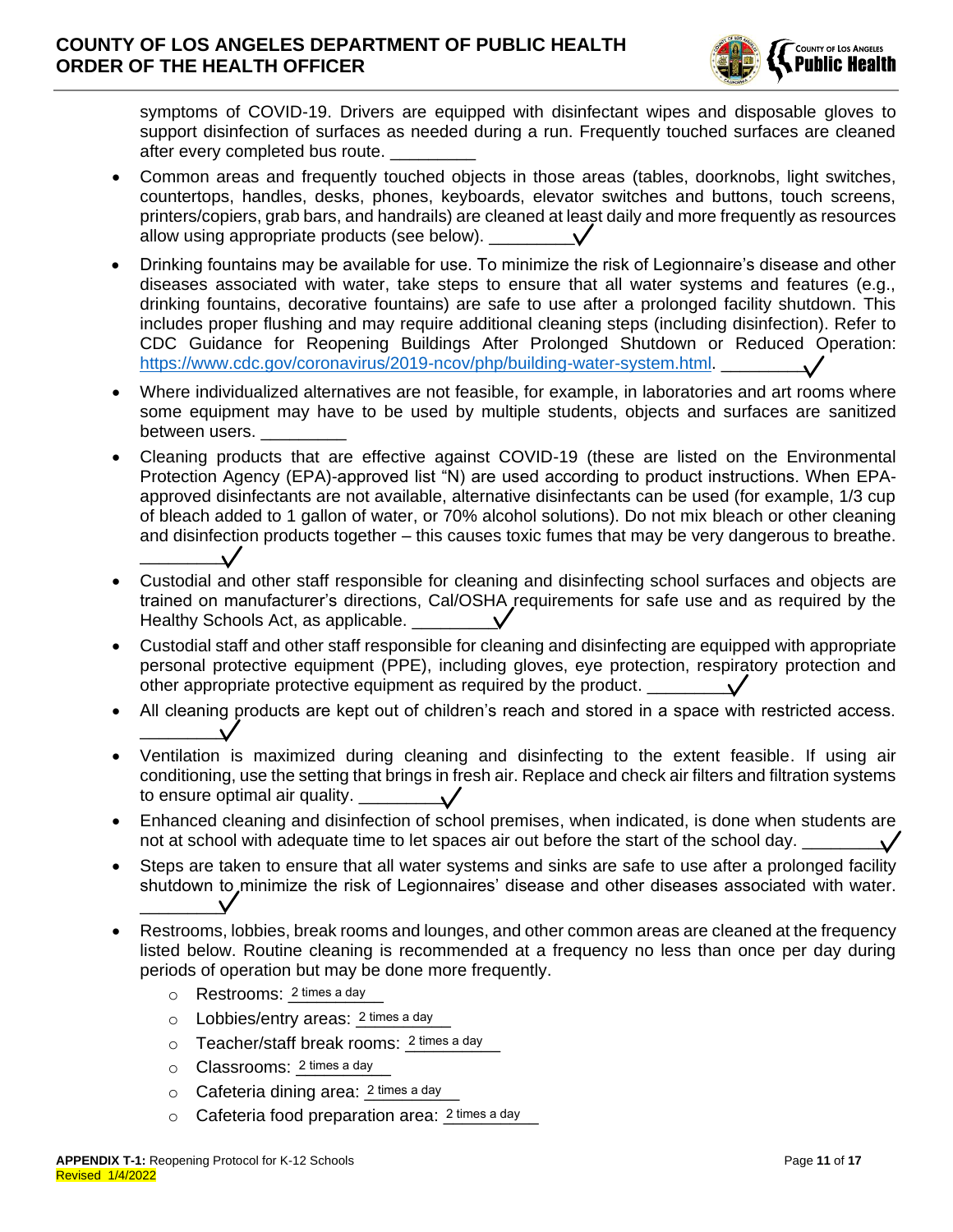symptoms of COVID-19. Drivers are equipped with disinfectant wipes and disposable gloves to support disinfection of surfaces as needed during a run. Frequently touched surfaces are cleaned after every completed bus route. _________

- Common areas and frequently touched objects in those areas (tables, doorknobs, light switches, countertops, handles, desks, phones, keyboards, elevator switches and buttons, touch screens, printers/copiers, grab bars, and handrails) are cleaned at least daily and more frequently as resources allow using appropriate products (see below). ____✓____
- Drinking fountains may be available for use. To minimize the risk of Legionnaire's disease and other diseases associated with water, take steps to ensure that all water systems and features (e.g., drinking fountains, decorative fountains) are safe to use after a prolonged facility shutdown. This includes proper flushing and may require additional cleaning steps (including disinfection). Refer to CDC Guidance for Reopening Buildings After Prolonged Shutdown or Reduced Operation: [https://www.cdc.gov/coronavirus/2019-ncov/php/building-water-system.html](https://www.cdc.gov/coronavirus/2019-ncov/php/building-water-system.html). ____✓____
- Where individualized alternatives are not feasible, for example, in laboratories and art rooms where some equipment may have to be used by multiple students, objects and surfaces are sanitized between users. _________
- Cleaning products that are effective against COVID-19 (these are listed on the Environmental Protection Agency (EPA)-approved list "N) are used according to product instructions. When EPA-approved disinfectants are not available, alternative disinfectants can be used (for example, 1/3 cup of bleach added to 1 gallon of water, or 70% alcohol solutions). Do not mix bleach or other cleaning and disinfection products together – this causes toxic fumes that may be very dangerous to breathe. ____✓____
- Custodial and other staff responsible for cleaning and disinfecting school surfaces and objects are trained on manufacturer's directions, Cal/OSHA requirements for safe use and as required by the Healthy Schools Act, as applicable. ____✓____
- Custodial staff and other staff responsible for cleaning and disinfecting are equipped with appropriate personal protective equipment (PPE), including gloves, eye protection, respiratory protection and other appropriate protective equipment as required by the product. ____✓____
- All cleaning products are kept out of children's reach and stored in a space with restricted access. ____✓____
- Ventilation is maximized during cleaning and disinfecting to the extent feasible. If using air conditioning, use the setting that brings in fresh air. Replace and check air filters and filtration systems to ensure optimal air quality. ____✓____
- Enhanced cleaning and disinfection of school premises, when indicated, is done when students are not at school with adequate time to let spaces air out before the start of the school day. ____✓____
- Steps are taken to ensure that all water systems and sinks are safe to use after a prolonged facility shutdown to minimize the risk of Legionnaires' disease and other diseases associated with water. ____✓____
- Restrooms, lobbies, break rooms and lounges, and other common areas are cleaned at the frequency listed below. Routine cleaning is recommended at a frequency no less than once per day during periods of operation but may be done more frequently.
  - Restrooms: 2 times a day
  - Lobbies/entry areas: 2 times a day
  - Teacher/staff break rooms: 2 times a day
  - Classrooms: 2 times a day
  - Cafeteria dining area: 2 times a day
  - Cafeteria food preparation area: 2 times a day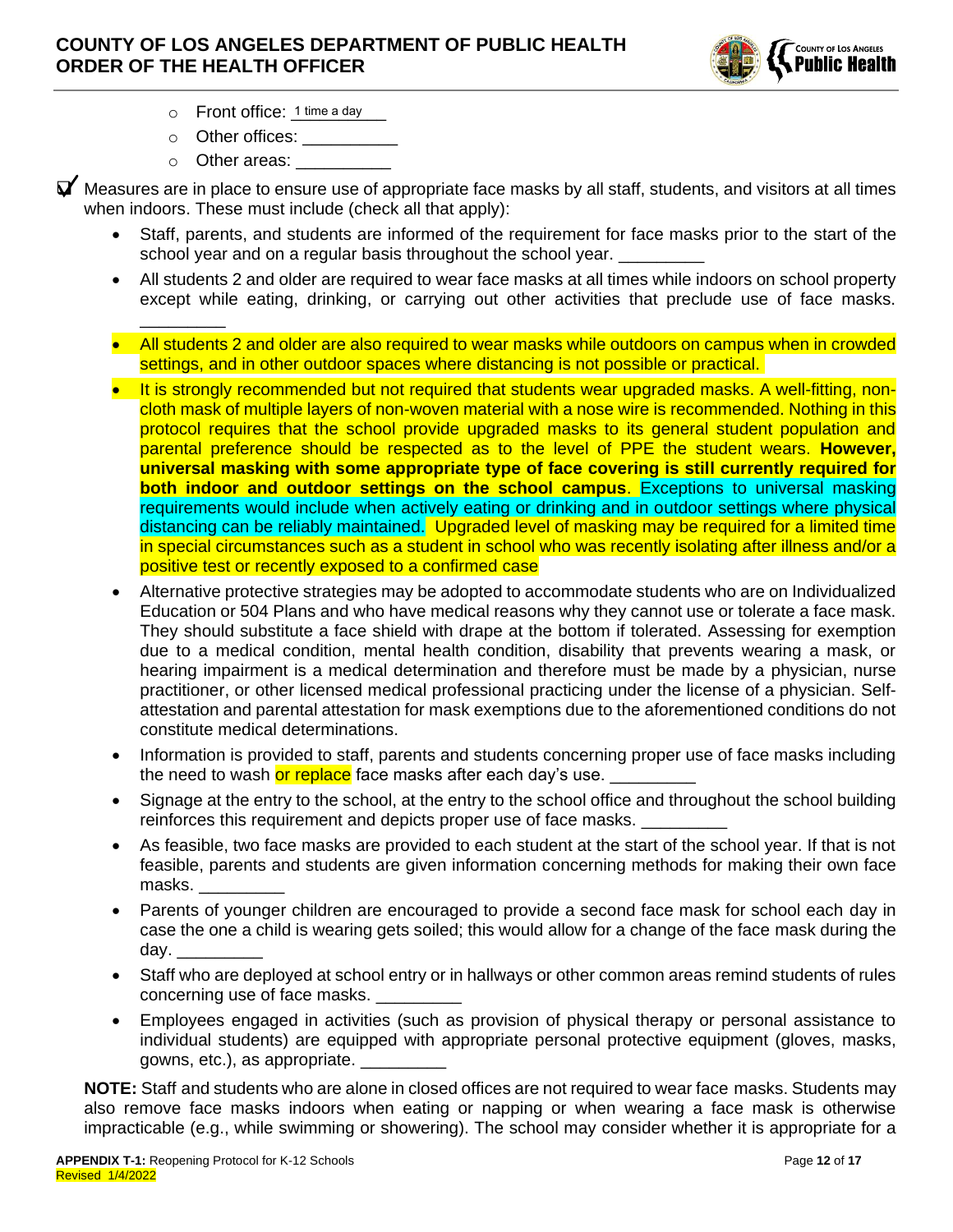- Front office: 1 time a day
- Other offices: __________
- Other areas: __________

☑ Measures are in place to ensure use of appropriate face masks by all staff, students, and visitors at all times when indoors. These must include (check all that apply):

- Staff, parents, and students are informed of the requirement for face masks prior to the start of the school year and on a regular basis throughout the school year. _________
- All students 2 and older are required to wear face masks at all times while indoors on school property except while eating, drinking, or carrying out other activities that preclude use of face masks. _________
- All students 2 and older are also required to wear masks while outdoors on campus when in crowded settings, and in other outdoor spaces where distancing is not possible or practical.
- It is strongly recommended but not required that students wear upgraded masks. A well-fitting, non-cloth mask of multiple layers of non-woven material with a nose wire is recommended. Nothing in this protocol requires that the school provide upgraded masks to its general student population and parental preference should be respected as to the level of PPE the student wears. **However, universal masking with some appropriate type of face covering is still currently required for both indoor and outdoor settings on the school campus**. Exceptions to universal masking requirements would include when actively eating or drinking and in outdoor settings where physical distancing can be reliably maintained. Upgraded level of masking may be required for a limited time in special circumstances such as a student in school who was recently isolating after illness and/or a positive test or recently exposed to a confirmed case
- Alternative protective strategies may be adopted to accommodate students who are on Individualized Education or 504 Plans and who have medical reasons why they cannot use or tolerate a face mask. They should substitute a face shield with drape at the bottom if tolerated. Assessing for exemption due to a medical condition, mental health condition, disability that prevents wearing a mask, or hearing impairment is a medical determination and therefore must be made by a physician, nurse practitioner, or other licensed medical professional practicing under the license of a physician. Self-attestation and parental attestation for mask exemptions due to the aforementioned conditions do not constitute medical determinations.
- Information is provided to staff, parents and students concerning proper use of face masks including the need to wash or replace face masks after each day's use. _________
- Signage at the entry to the school, at the entry to the school office and throughout the school building reinforces this requirement and depicts proper use of face masks. _________
- As feasible, two face masks are provided to each student at the start of the school year. If that is not feasible, parents and students are given information concerning methods for making their own face masks. _________
- Parents of younger children are encouraged to provide a second face mask for school each day in case the one a child is wearing gets soiled; this would allow for a change of the face mask during the day. _________
- Staff who are deployed at school entry or in hallways or other common areas remind students of rules concerning use of face masks. _________
- Employees engaged in activities (such as provision of physical therapy or personal assistance to individual students) are equipped with appropriate personal protective equipment (gloves, masks, gowns, etc.), as appropriate. _________

**NOTE:** Staff and students who are alone in closed offices are not required to wear face masks. Students may also remove face masks indoors when eating or napping or when wearing a face mask is otherwise impracticable (e.g., while swimming or showering). The school may consider whether it is appropriate for a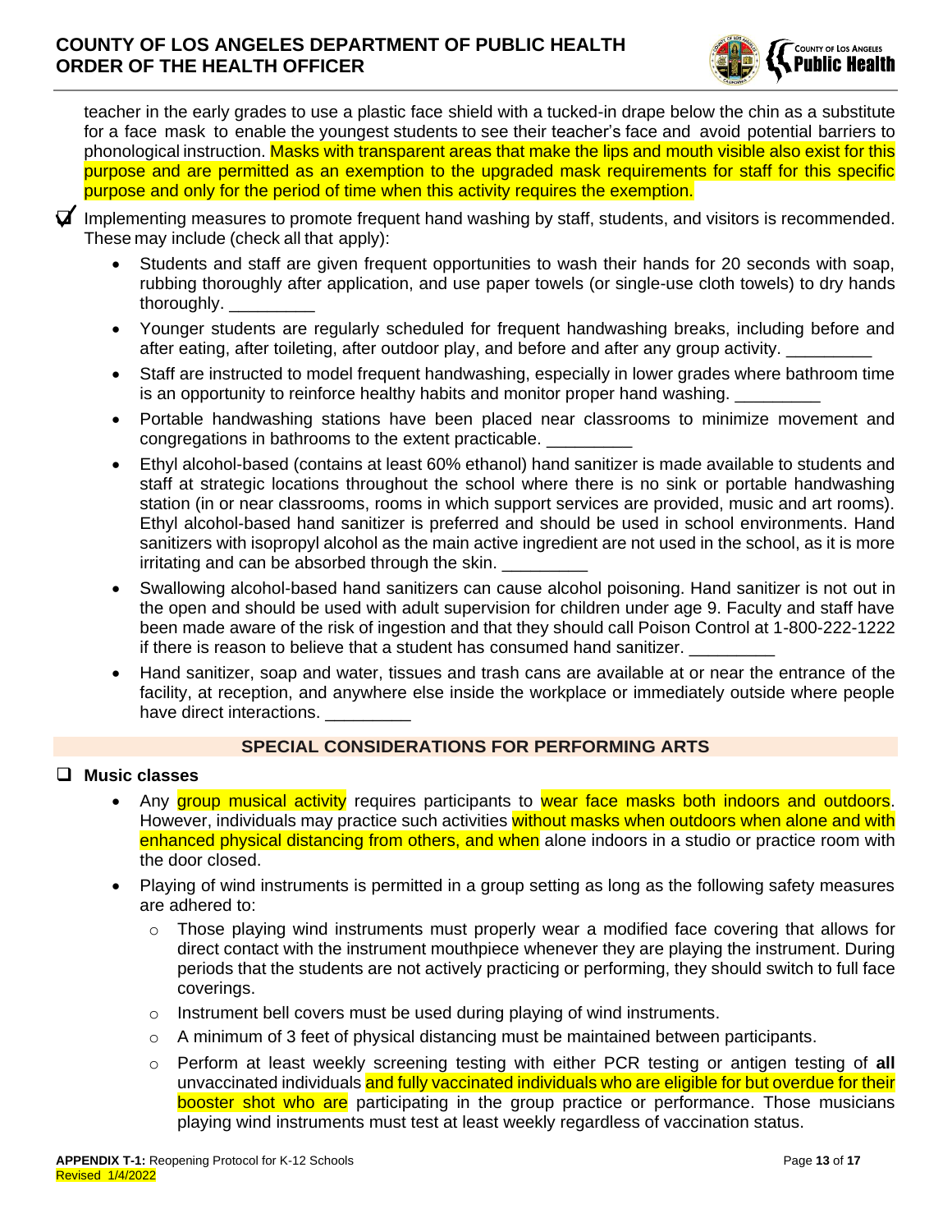teacher in the early grades to use a plastic face shield with a tucked-in drape below the chin as a substitute for a face mask to enable the youngest students to see their teacher's face and avoid potential barriers to phonological instruction. Masks with transparent areas that make the lips and mouth visible also exist for this purpose and are permitted as an exemption to the upgraded mask requirements for staff for this specific purpose and only for the period of time when this activity requires the exemption.

☑ Implementing measures to promote frequent hand washing by staff, students, and visitors is recommended. These may include (check all that apply):

- Students and staff are given frequent opportunities to wash their hands for 20 seconds with soap, rubbing thoroughly after application, and use paper towels (or single-use cloth towels) to dry hands thoroughly. _________
- Younger students are regularly scheduled for frequent handwashing breaks, including before and after eating, after toileting, after outdoor play, and before and after any group activity. _________
- Staff are instructed to model frequent handwashing, especially in lower grades where bathroom time is an opportunity to reinforce healthy habits and monitor proper hand washing. _________
- Portable handwashing stations have been placed near classrooms to minimize movement and congregations in bathrooms to the extent practicable. _________
- Ethyl alcohol-based (contains at least 60% ethanol) hand sanitizer is made available to students and staff at strategic locations throughout the school where there is no sink or portable handwashing station (in or near classrooms, rooms in which support services are provided, music and art rooms). Ethyl alcohol-based hand sanitizer is preferred and should be used in school environments. Hand sanitizers with isopropyl alcohol as the main active ingredient are not used in the school, as it is more irritating and can be absorbed through the skin. _________
- Swallowing alcohol-based hand sanitizers can cause alcohol poisoning. Hand sanitizer is not out in the open and should be used with adult supervision for children under age 9. Faculty and staff have been made aware of the risk of ingestion and that they should call Poison Control at 1-800-222-1222 if there is reason to believe that a student has consumed hand sanitizer. _________
- Hand sanitizer, soap and water, tissues and trash cans are available at or near the entrance of the facility, at reception, and anywhere else inside the workplace or immediately outside where people have direct interactions. _________

## SPECIAL CONSIDERATIONS FOR PERFORMING ARTS

❑ **Music classes**

- Any group musical activity requires participants to wear face masks both indoors and outdoors. However, individuals may practice such activities without masks when outdoors when alone and with enhanced physical distancing from others, and when alone indoors in a studio or practice room with the door closed.
- Playing of wind instruments is permitted in a group setting as long as the following safety measures are adhered to:
  - Those playing wind instruments must properly wear a modified face covering that allows for direct contact with the instrument mouthpiece whenever they are playing the instrument. During periods that the students are not actively practicing or performing, they should switch to full face coverings.
  - Instrument bell covers must be used during playing of wind instruments.
  - A minimum of 3 feet of physical distancing must be maintained between participants.
  - Perform at least weekly screening testing with either PCR testing or antigen testing of **all** unvaccinated individuals and fully vaccinated individuals who are eligible for but overdue for their booster shot who are participating in the group practice or performance. Those musicians playing wind instruments must test at least weekly regardless of vaccination status.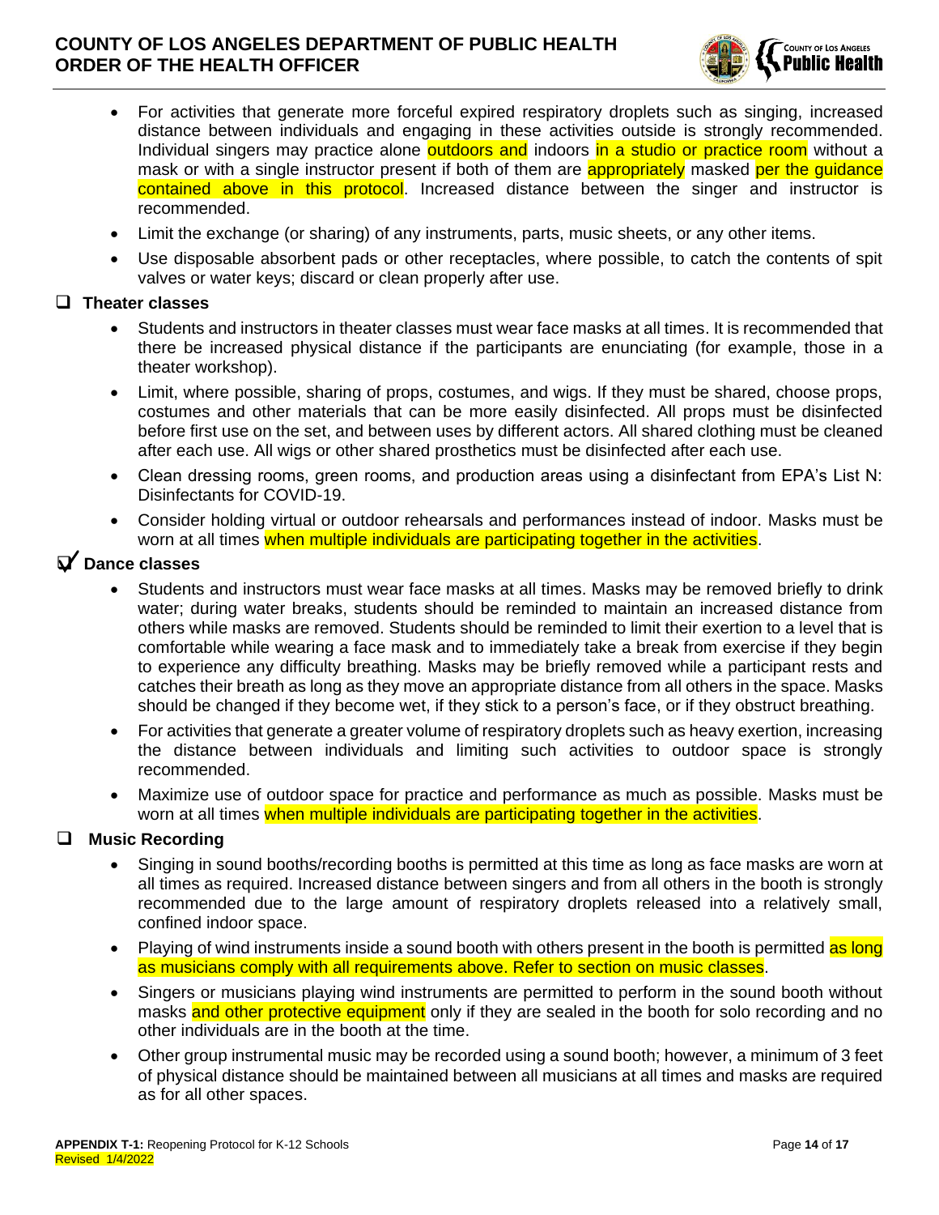- For activities that generate more forceful expired respiratory droplets such as singing, increased distance between individuals and engaging in these activities outside is strongly recommended. Individual singers may practice alone outdoors and indoors in a studio or practice room without a mask or with a single instructor present if both of them are appropriately masked per the guidance contained above in this protocol. Increased distance between the singer and instructor is recommended.
- Limit the exchange (or sharing) of any instruments, parts, music sheets, or any other items.
- Use disposable absorbent pads or other receptacles, where possible, to catch the contents of spit valves or water keys; discard or clean properly after use.

- [ ] **Theater classes**
  - Students and instructors in theater classes must wear face masks at all times. It is recommended that there be increased physical distance if the participants are enunciating (for example, those in a theater workshop).
  - Limit, where possible, sharing of props, costumes, and wigs. If they must be shared, choose props, costumes and other materials that can be more easily disinfected. All props must be disinfected before first use on the set, and between uses by different actors. All shared clothing must be cleaned after each use. All wigs or other shared prosthetics must be disinfected after each use.
  - Clean dressing rooms, green rooms, and production areas using a disinfectant from EPA's List N: Disinfectants for COVID-19.
  - Consider holding virtual or outdoor rehearsals and performances instead of indoor. Masks must be worn at all times when multiple individuals are participating together in the activities.

- [x] **Dance classes**
  - Students and instructors must wear face masks at all times. Masks may be removed briefly to drink water; during water breaks, students should be reminded to maintain an increased distance from others while masks are removed. Students should be reminded to limit their exertion to a level that is comfortable while wearing a face mask and to immediately take a break from exercise if they begin to experience any difficulty breathing. Masks may be briefly removed while a participant rests and catches their breath as long as they move an appropriate distance from all others in the space. Masks should be changed if they become wet, if they stick to a person's face, or if they obstruct breathing.
  - For activities that generate a greater volume of respiratory droplets such as heavy exertion, increasing the distance between individuals and limiting such activities to outdoor space is strongly recommended.
  - Maximize use of outdoor space for practice and performance as much as possible. Masks must be worn at all times when multiple individuals are participating together in the activities.

- [ ] **Music Recording**
  - Singing in sound booths/recording booths is permitted at this time as long as face masks are worn at all times as required. Increased distance between singers and from all others in the booth is strongly recommended due to the large amount of respiratory droplets released into a relatively small, confined indoor space.
  - Playing of wind instruments inside a sound booth with others present in the booth is permitted as long as musicians comply with all requirements above. Refer to section on music classes.
  - Singers or musicians playing wind instruments are permitted to perform in the sound booth without masks and other protective equipment only if they are sealed in the booth for solo recording and no other individuals are in the booth at the time.
  - Other group instrumental music may be recorded using a sound booth; however, a minimum of 3 feet of physical distance should be maintained between all musicians at all times and masks are required as for all other spaces.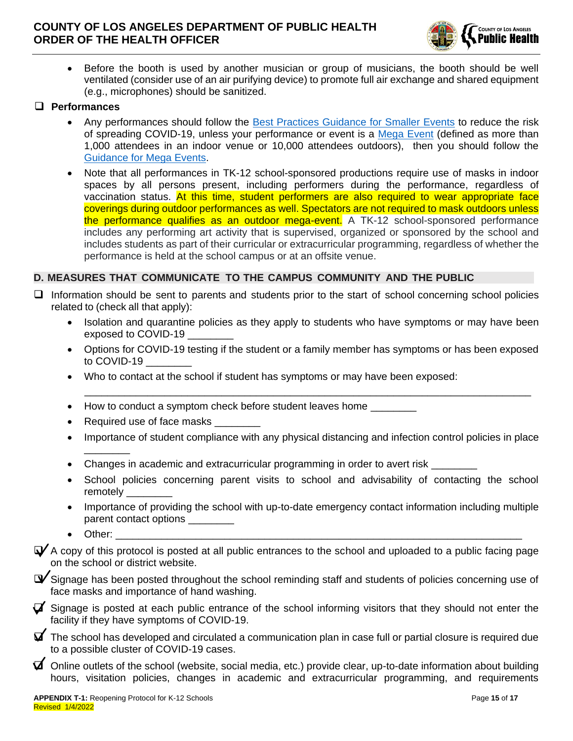- Before the booth is used by another musician or group of musicians, the booth should be well ventilated (consider use of an air purifying device) to promote full air exchange and shared equipment (e.g., microphones) should be sanitized.

☐ **Performances**

- Any performances should follow the [Best Practices Guidance for Smaller Events]() to reduce the risk of spreading COVID-19, unless your performance or event is a [Mega Event]() (defined as more than 1,000 attendees in an indoor venue or 10,000 attendees outdoors), then you should follow the [Guidance for Mega Events]().
- Note that all performances in TK-12 school-sponsored productions require use of masks in indoor spaces by all persons present, including performers during the performance, regardless of vaccination status. At this time, student performers are also required to wear appropriate face coverings during outdoor performances as well. Spectators are not required to mask outdoors unless the performance qualifies as an outdoor mega-event. A TK-12 school-sponsored performance includes any performing art activity that is supervised, organized or sponsored by the school and includes students as part of their curricular or extracurricular programming, regardless of whether the performance is held at the school campus or at an offsite venue.

## D. MEASURES THAT COMMUNICATE TO THE CAMPUS COMMUNITY AND THE PUBLIC

☐ Information should be sent to parents and students prior to the start of school concerning school policies related to (check all that apply):

- Isolation and quarantine policies as they apply to students who have symptoms or may have been exposed to COVID-19 ________
- Options for COVID-19 testing if the student or a family member has symptoms or has been exposed to COVID-19 ________
- Who to contact at the school if student has symptoms or may have been exposed: ________________________________________________________________________________
- How to conduct a symptom check before student leaves home ________
- Required use of face masks ________
- Importance of student compliance with any physical distancing and infection control policies in place ________
- Changes in academic and extracurricular programming in order to avert risk ________
- School policies concerning parent visits to school and advisability of contacting the school remotely ________
- Importance of providing the school with up-to-date emergency contact information including multiple parent contact options ________
- Other: ______________________________________________________________________

☑ A copy of this protocol is posted at all public entrances to the school and uploaded to a public facing page on the school or district website.

☑ Signage has been posted throughout the school reminding staff and students of policies concerning use of face masks and importance of hand washing.

☑ Signage is posted at each public entrance of the school informing visitors that they should not enter the facility if they have symptoms of COVID-19.

☑ The school has developed and circulated a communication plan in case full or partial closure is required due to a possible cluster of COVID-19 cases.

☑ Online outlets of the school (website, social media, etc.) provide clear, up-to-date information about building hours, visitation policies, changes in academic and extracurricular programming, and requirements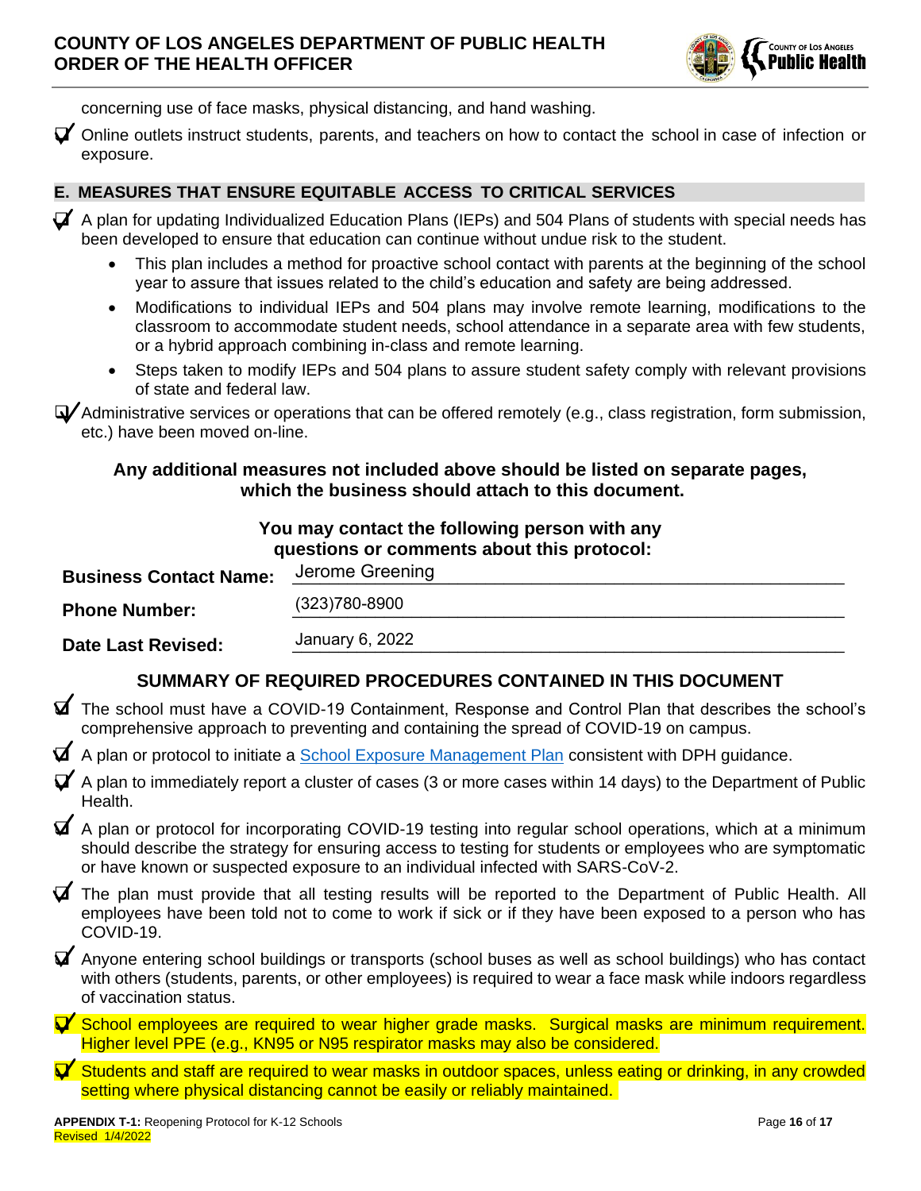concerning use of face masks, physical distancing, and hand washing.

- ☑ Online outlets instruct students, parents, and teachers on how to contact the school in case of infection or exposure.

## E. MEASURES THAT ENSURE EQUITABLE ACCESS TO CRITICAL SERVICES

- ☑ A plan for updating Individualized Education Plans (IEPs) and 504 Plans of students with special needs has been developed to ensure that education can continue without undue risk to the student.
  - This plan includes a method for proactive school contact with parents at the beginning of the school year to assure that issues related to the child's education and safety are being addressed.
  - Modifications to individual IEPs and 504 plans may involve remote learning, modifications to the classroom to accommodate student needs, school attendance in a separate area with few students, or a hybrid approach combining in-class and remote learning.
  - Steps taken to modify IEPs and 504 plans to assure student safety comply with relevant provisions of state and federal law.
- ☑ Administrative services or operations that can be offered remotely (e.g., class registration, form submission, etc.) have been moved on-line.

**Any additional measures not included above should be listed on separate pages, which the business should attach to this document.**

**You may contact the following person with any questions or comments about this protocol:**

**Business Contact Name:** Jerome Greening

**Phone Number:** (323)780-8900

**Date Last Revised:** January 6, 2022

## SUMMARY OF REQUIRED PROCEDURES CONTAINED IN THIS DOCUMENT

- ☑ The school must have a COVID-19 Containment, Response and Control Plan that describes the school's comprehensive approach to preventing and containing the spread of COVID-19 on campus.
- ☑ A plan or protocol to initiate a School Exposure Management Plan consistent with DPH guidance.
- ☑ A plan to immediately report a cluster of cases (3 or more cases within 14 days) to the Department of Public Health.
- ☑ A plan or protocol for incorporating COVID-19 testing into regular school operations, which at a minimum should describe the strategy for ensuring access to testing for students or employees who are symptomatic or have known or suspected exposure to an individual infected with SARS-CoV-2.
- ☑ The plan must provide that all testing results will be reported to the Department of Public Health. All employees have been told not to come to work if sick or if they have been exposed to a person who has COVID-19.
- ☑ Anyone entering school buildings or transports (school buses as well as school buildings) who has contact with others (students, parents, or other employees) is required to wear a face mask while indoors regardless of vaccination status.
- ☑ School employees are required to wear higher grade masks. Surgical masks are minimum requirement. Higher level PPE (e.g., KN95 or N95 respirator masks may also be considered.
- ☑ Students and staff are required to wear masks in outdoor spaces, unless eating or drinking, in any crowded setting where physical distancing cannot be easily or reliably maintained.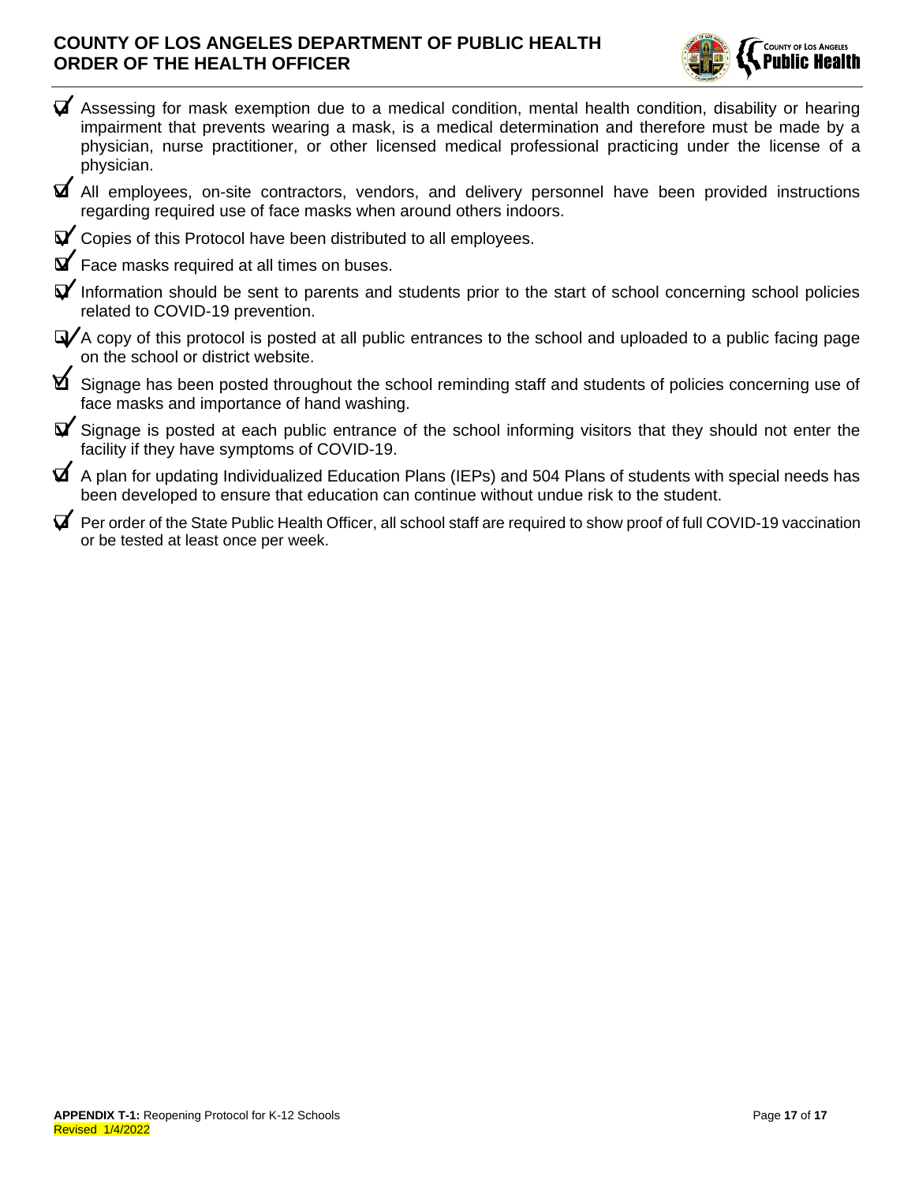- [x] Assessing for mask exemption due to a medical condition, mental health condition, disability or hearing impairment that prevents wearing a mask, is a medical determination and therefore must be made by a physician, nurse practitioner, or other licensed medical professional practicing under the license of a physician.
- [x] All employees, on-site contractors, vendors, and delivery personnel have been provided instructions regarding required use of face masks when around others indoors.
- [x] Copies of this Protocol have been distributed to all employees.
- [x] Face masks required at all times on buses.
- [x] Information should be sent to parents and students prior to the start of school concerning school policies related to COVID-19 prevention.
- [x] A copy of this protocol is posted at all public entrances to the school and uploaded to a public facing page on the school or district website.
- [x] Signage has been posted throughout the school reminding staff and students of policies concerning use of face masks and importance of hand washing.
- [x] Signage is posted at each public entrance of the school informing visitors that they should not enter the facility if they have symptoms of COVID-19.
- [x] A plan for updating Individualized Education Plans (IEPs) and 504 Plans of students with special needs has been developed to ensure that education can continue without undue risk to the student.
- [x] Per order of the State Public Health Officer, all school staff are required to show proof of full COVID-19 vaccination or be tested at least once per week.